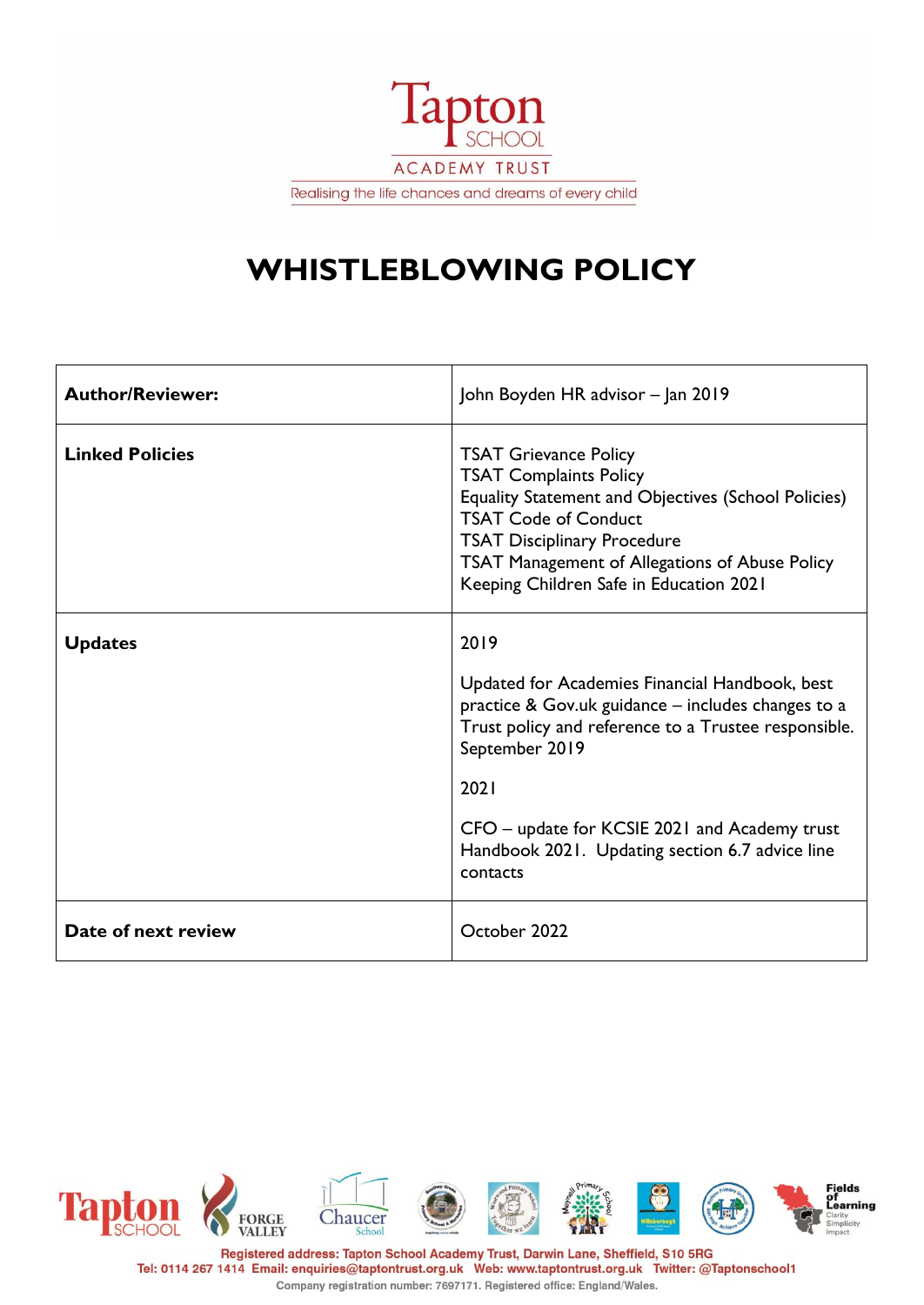Tapton SCHOOL

ACADEMY TRUST

Realising the life chances and dreams of every child

# WHISTLEBLOWING POLICY

| | |
|---|---|
| **Author/Reviewer:** | John Boyden HR advisor – Jan 2019 |
| **Linked Policies** | TSAT Grievance Policy<br>TSAT Complaints Policy<br>Equality Statement and Objectives (School Policies)<br>TSAT Code of Conduct<br>TSAT Disciplinary Procedure<br>TSAT Management of Allegations of Abuse Policy<br>Keeping Children Safe in Education 2021 |
| **Updates** | 2019<br><br>Updated for Academies Financial Handbook, best practice & Gov.uk guidance – includes changes to a Trust policy and reference to a Trustee responsible. September 2019<br><br>2021<br><br>CFO – update for KCSIE 2021 and Academy trust Handbook 2021. Updating section 6.7 advice line contacts |
| **Date of next review** | October 2022 |

Registered address: Tapton School Academy Trust, Darwin Lane, Sheffield, S10 5RG
Tel: 0114 267 1414 Email: enquiries@taptontrust.org.uk Web: www.taptontrust.org.uk Twitter: @Taptonschool1
Company registration number: 7697171. Registered office: England/Wales.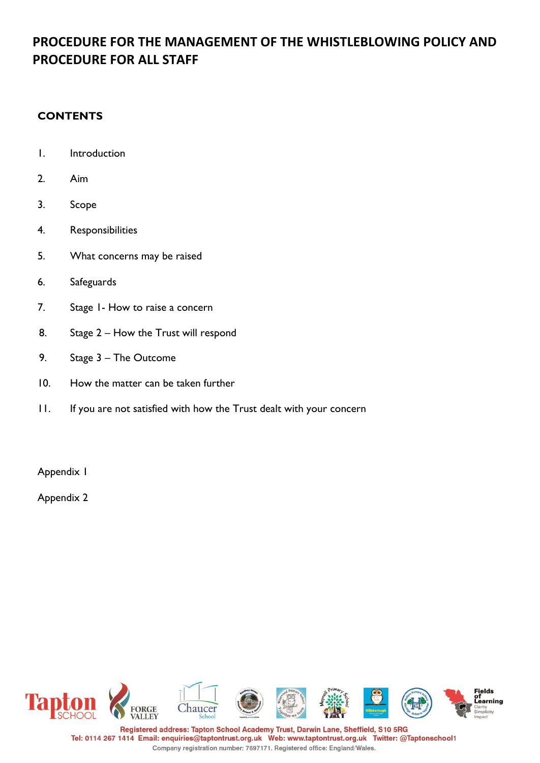# PROCEDURE FOR THE MANAGEMENT OF THE WHISTLEBLOWING POLICY AND PROCEDURE FOR ALL STAFF

## CONTENTS

1. Introduction
2. Aim
3. Scope
4. Responsibilities
5. What concerns may be raised
6. Safeguards
7. Stage 1- How to raise a concern
8. Stage 2 – How the Trust will respond
9. Stage 3 – The Outcome
10. How the matter can be taken further
11. If you are not satisfied with how the Trust dealt with your concern

Appendix 1

Appendix 2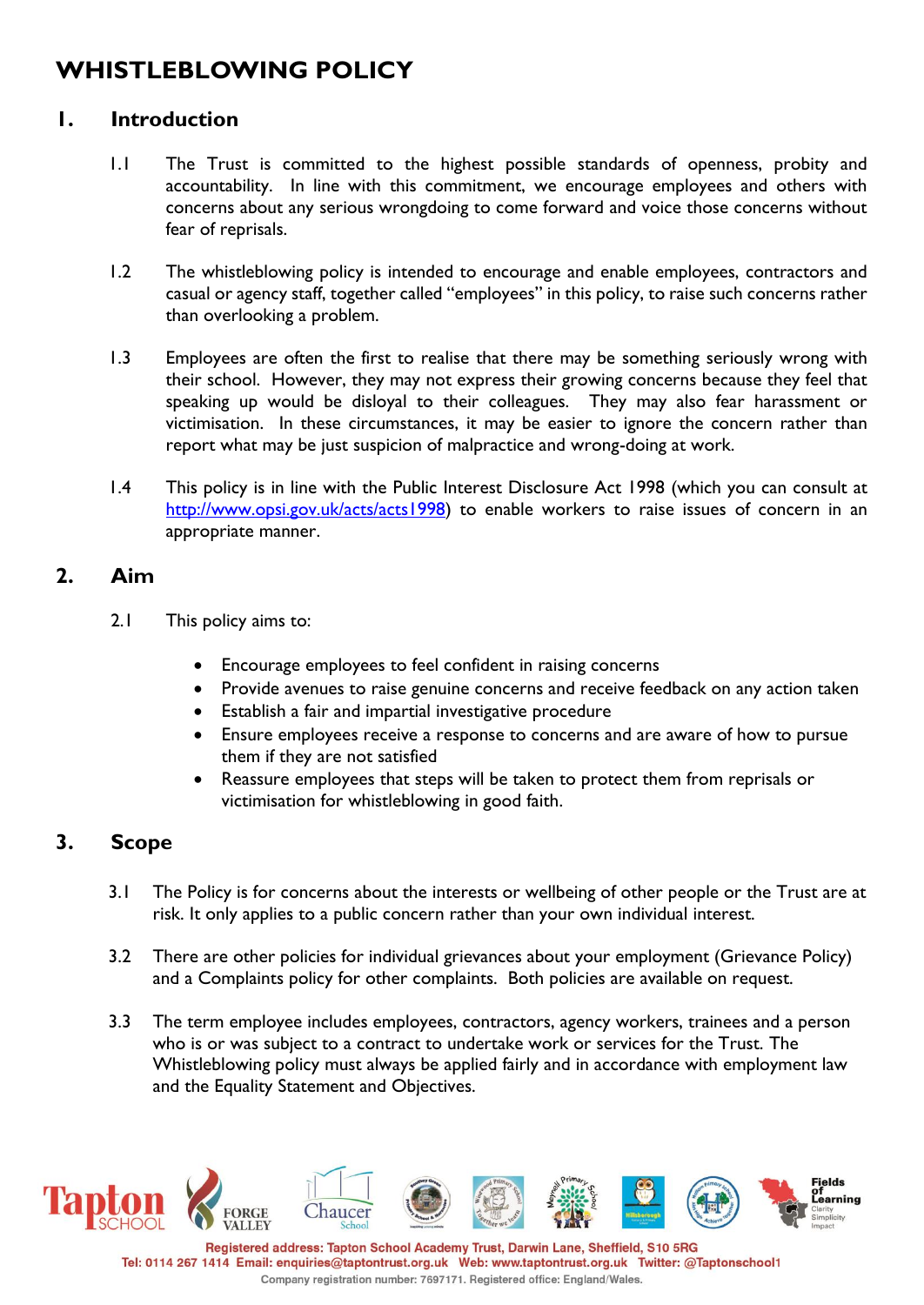# WHISTLEBLOWING POLICY

## 1. Introduction

1.1 The Trust is committed to the highest possible standards of openness, probity and accountability. In line with this commitment, we encourage employees and others with concerns about any serious wrongdoing to come forward and voice those concerns without fear of reprisals.

1.2 The whistleblowing policy is intended to encourage and enable employees, contractors and casual or agency staff, together called "employees" in this policy, to raise such concerns rather than overlooking a problem.

1.3 Employees are often the first to realise that there may be something seriously wrong with their school. However, they may not express their growing concerns because they feel that speaking up would be disloyal to their colleagues. They may also fear harassment or victimisation. In these circumstances, it may be easier to ignore the concern rather than report what may be just suspicion of malpractice and wrong-doing at work.

1.4 This policy is in line with the Public Interest Disclosure Act 1998 (which you can consult at http://www.opsi.gov.uk/acts/acts1998) to enable workers to raise issues of concern in an appropriate manner.

## 2. Aim

2.1 This policy aims to:

- Encourage employees to feel confident in raising concerns
- Provide avenues to raise genuine concerns and receive feedback on any action taken
- Establish a fair and impartial investigative procedure
- Ensure employees receive a response to concerns and are aware of how to pursue them if they are not satisfied
- Reassure employees that steps will be taken to protect them from reprisals or victimisation for whistleblowing in good faith.

## 3. Scope

3.1 The Policy is for concerns about the interests or wellbeing of other people or the Trust are at risk. It only applies to a public concern rather than your own individual interest.

3.2 There are other policies for individual grievances about your employment (Grievance Policy) and a Complaints policy for other complaints. Both policies are available on request.

3.3 The term employee includes employees, contractors, agency workers, trainees and a person who is or was subject to a contract to undertake work or services for the Trust. The Whistleblowing policy must always be applied fairly and in accordance with employment law and the Equality Statement and Objectives.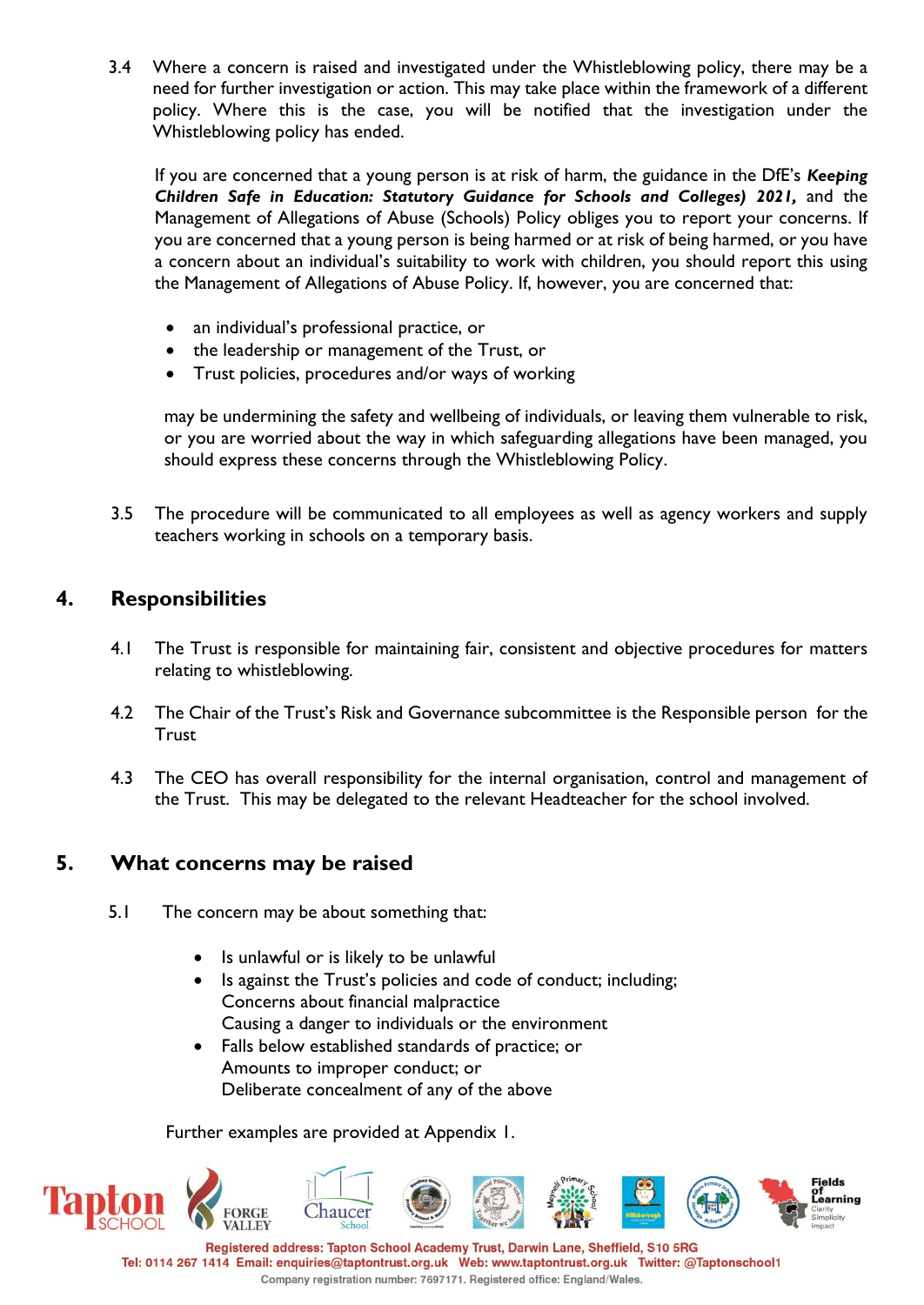3.4 Where a concern is raised and investigated under the Whistleblowing policy, there may be a need for further investigation or action. This may take place within the framework of a different policy. Where this is the case, you will be notified that the investigation under the Whistleblowing policy has ended.

If you are concerned that a young person is at risk of harm, the guidance in the DfE's ***Keeping Children Safe in Education: Statutory Guidance for Schools and Colleges) 2021,*** and the Management of Allegations of Abuse (Schools) Policy obliges you to report your concerns. If you are concerned that a young person is being harmed or at risk of being harmed, or you have a concern about an individual's suitability to work with children, you should report this using the Management of Allegations of Abuse Policy. If, however, you are concerned that:

- an individual's professional practice, or
- the leadership or management of the Trust, or
- Trust policies, procedures and/or ways of working

may be undermining the safety and wellbeing of individuals, or leaving them vulnerable to risk, or you are worried about the way in which safeguarding allegations have been managed, you should express these concerns through the Whistleblowing Policy.

3.5 The procedure will be communicated to all employees as well as agency workers and supply teachers working in schools on a temporary basis.

## 4. Responsibilities

4.1 The Trust is responsible for maintaining fair, consistent and objective procedures for matters relating to whistleblowing.

4.2 The Chair of the Trust's Risk and Governance subcommittee is the Responsible person for the Trust

4.3 The CEO has overall responsibility for the internal organisation, control and management of the Trust. This may be delegated to the relevant Headteacher for the school involved.

## 5. What concerns may be raised

5.1 The concern may be about something that:

- Is unlawful or is likely to be unlawful
- Is against the Trust's policies and code of conduct; including;
  Concerns about financial malpractice
  Causing a danger to individuals or the environment
- Falls below established standards of practice; or
  Amounts to improper conduct; or
  Deliberate concealment of any of the above

Further examples are provided at Appendix 1.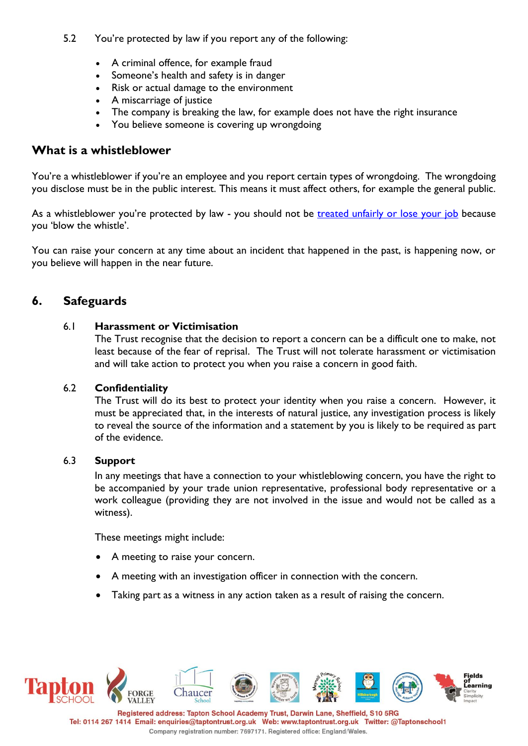5.2 You're protected by law if you report any of the following:

- A criminal offence, for example fraud
- Someone's health and safety is in danger
- Risk or actual damage to the environment
- A miscarriage of justice
- The company is breaking the law, for example does not have the right insurance
- You believe someone is covering up wrongdoing

### What is a whistleblower

You're a whistleblower if you're an employee and you report certain types of wrongdoing. The wrongdoing you disclose must be in the public interest. This means it must affect others, for example the general public.

As a whistleblower you're protected by law - you should not be treated unfairly or lose your job because you 'blow the whistle'.

You can raise your concern at any time about an incident that happened in the past, is happening now, or you believe will happen in the near future.

## 6. Safeguards

### 6.1 Harassment or Victimisation

The Trust recognise that the decision to report a concern can be a difficult one to make, not least because of the fear of reprisal. The Trust will not tolerate harassment or victimisation and will take action to protect you when you raise a concern in good faith.

### 6.2 Confidentiality

The Trust will do its best to protect your identity when you raise a concern. However, it must be appreciated that, in the interests of natural justice, any investigation process is likely to reveal the source of the information and a statement by you is likely to be required as part of the evidence.

### 6.3 Support

In any meetings that have a connection to your whistleblowing concern, you have the right to be accompanied by your trade union representative, professional body representative or a work colleague (providing they are not involved in the issue and would not be called as a witness).

These meetings might include:

- A meeting to raise your concern.
- A meeting with an investigation officer in connection with the concern.
- Taking part as a witness in any action taken as a result of raising the concern.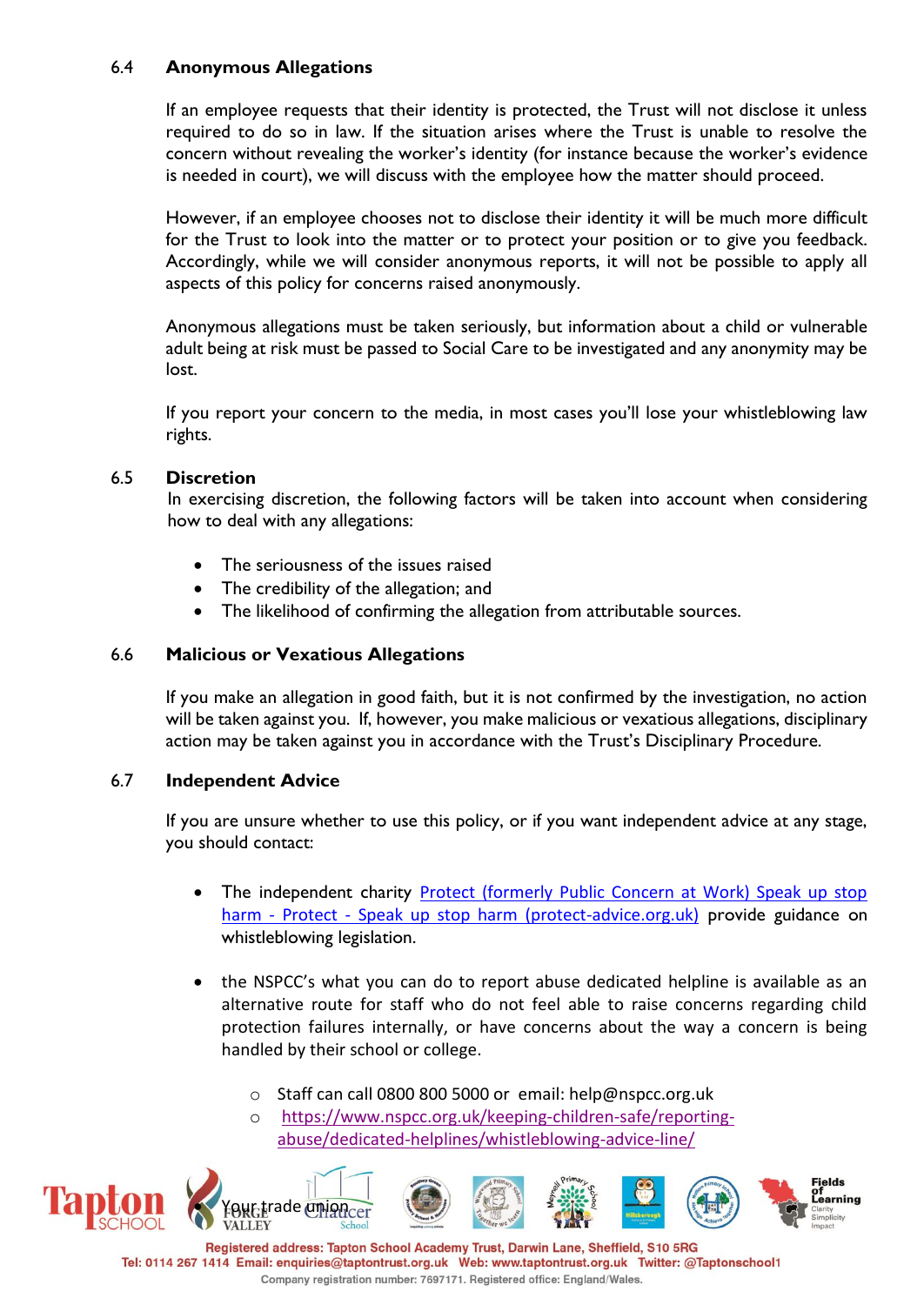### 6.4 Anonymous Allegations

If an employee requests that their identity is protected, the Trust will not disclose it unless required to do so in law. If the situation arises where the Trust is unable to resolve the concern without revealing the worker's identity (for instance because the worker's evidence is needed in court), we will discuss with the employee how the matter should proceed.

However, if an employee chooses not to disclose their identity it will be much more difficult for the Trust to look into the matter or to protect your position or to give you feedback. Accordingly, while we will consider anonymous reports, it will not be possible to apply all aspects of this policy for concerns raised anonymously.

Anonymous allegations must be taken seriously, but information about a child or vulnerable adult being at risk must be passed to Social Care to be investigated and any anonymity may be lost.

If you report your concern to the media, in most cases you'll lose your whistleblowing law rights.

### 6.5 Discretion

In exercising discretion, the following factors will be taken into account when considering how to deal with any allegations:

- The seriousness of the issues raised
- The credibility of the allegation; and
- The likelihood of confirming the allegation from attributable sources.

### 6.6 Malicious or Vexatious Allegations

If you make an allegation in good faith, but it is not confirmed by the investigation, no action will be taken against you. If, however, you make malicious or vexatious allegations, disciplinary action may be taken against you in accordance with the Trust's Disciplinary Procedure.

### 6.7 Independent Advice

If you are unsure whether to use this policy, or if you want independent advice at any stage, you should contact:

- The independent charity Protect (formerly Public Concern at Work) Speak up stop harm - Protect - Speak up stop harm (protect-advice.org.uk) provide guidance on whistleblowing legislation.

- the NSPCC's what you can do to report abuse dedicated helpline is available as an alternative route for staff who do not feel able to raise concerns regarding child protection failures internally, or have concerns about the way a concern is being handled by their school or college.
    - Staff can call 0800 800 5000 or email: help@nspcc.org.uk
    - https://www.nspcc.org.uk/keeping-children-safe/reporting-abuse/dedicated-helplines/whistleblowing-advice-line/

- Your trade union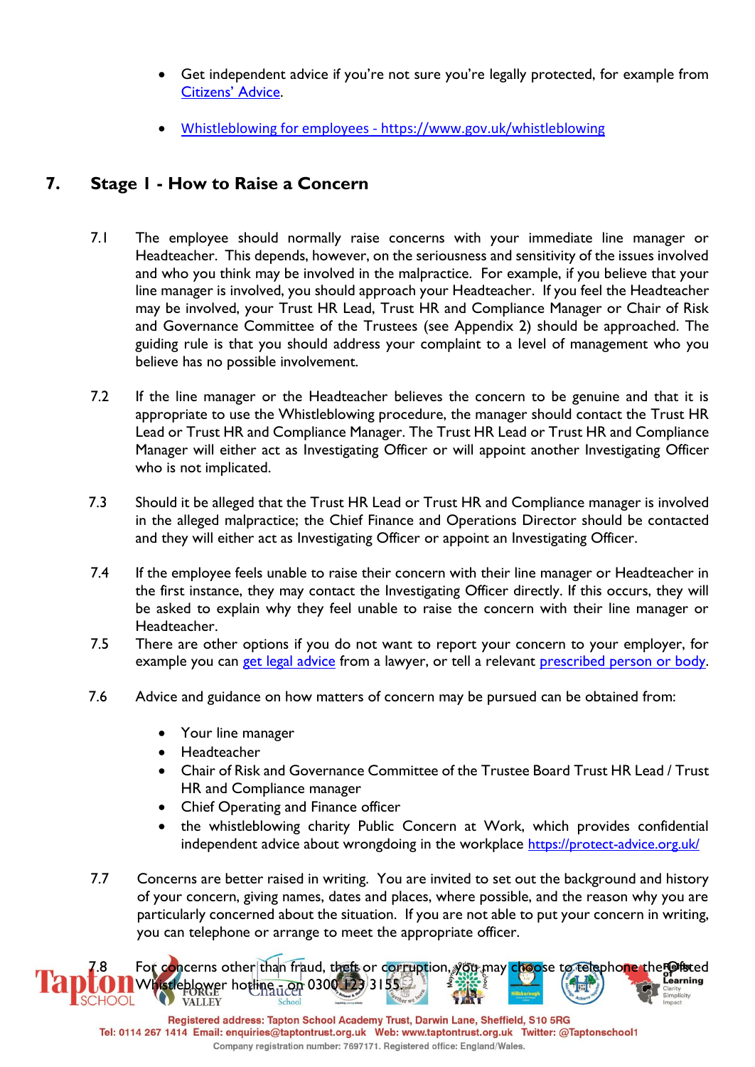- Get independent advice if you're not sure you're legally protected, for example from [Citizens' Advice](#).
- [Whistleblowing for employees - https://www.gov.uk/whistleblowing](https://www.gov.uk/whistleblowing)

## 7. Stage I - How to Raise a Concern

7.1 The employee should normally raise concerns with your immediate line manager or Headteacher. This depends, however, on the seriousness and sensitivity of the issues involved and who you think may be involved in the malpractice. For example, if you believe that your line manager is involved, you should approach your Headteacher. If you feel the Headteacher may be involved, your Trust HR Lead, Trust HR and Compliance Manager or Chair of Risk and Governance Committee of the Trustees (see Appendix 2) should be approached. The guiding rule is that you should address your complaint to a level of management who you believe has no possible involvement.

7.2 If the line manager or the Headteacher believes the concern to be genuine and that it is appropriate to use the Whistleblowing procedure, the manager should contact the Trust HR Lead or Trust HR and Compliance Manager. The Trust HR Lead or Trust HR and Compliance Manager will either act as Investigating Officer or will appoint another Investigating Officer who is not implicated.

7.3 Should it be alleged that the Trust HR Lead or Trust HR and Compliance manager is involved in the alleged malpractice; the Chief Finance and Operations Director should be contacted and they will either act as Investigating Officer or appoint an Investigating Officer.

7.4 If the employee feels unable to raise their concern with their line manager or Headteacher in the first instance, they may contact the Investigating Officer directly. If this occurs, they will be asked to explain why they feel unable to raise the concern with their line manager or Headteacher.

7.5 There are other options if you do not want to report your concern to your employer, for example you can [get legal advice](#) from a lawyer, or tell a relevant [prescribed person or body](#).

7.6 Advice and guidance on how matters of concern may be pursued can be obtained from:

- Your line manager
- Headteacher
- Chair of Risk and Governance Committee of the Trustee Board Trust HR Lead / Trust HR and Compliance manager
- Chief Operating and Finance officer
- the whistleblowing charity Public Concern at Work, which provides confidential independent advice about wrongdoing in the workplace [https://protect-advice.org.uk/](https://protect-advice.org.uk/)

7.7 Concerns are better raised in writing. You are invited to set out the background and history of your concern, giving names, dates and places, where possible, and the reason why you are particularly concerned about the situation. If you are not able to put your concern in writing, you can telephone or arrange to meet the appropriate officer.

7.8 For concerns other than fraud, theft or corruption, you may choose to telephone the Ofsted Whistleblower hotline - on 0300 123 3155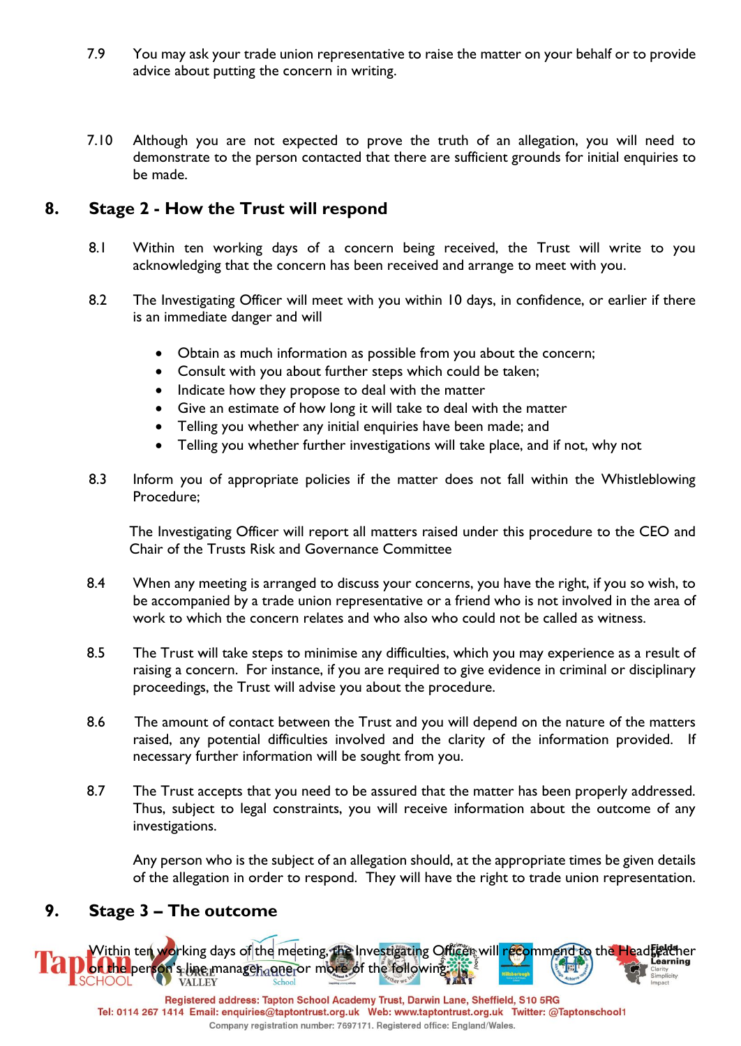7.9 You may ask your trade union representative to raise the matter on your behalf or to provide advice about putting the concern in writing.

7.10 Although you are not expected to prove the truth of an allegation, you will need to demonstrate to the person contacted that there are sufficient grounds for initial enquiries to be made.

## 8. Stage 2 - How the Trust will respond

8.1 Within ten working days of a concern being received, the Trust will write to you acknowledging that the concern has been received and arrange to meet with you.

8.2 The Investigating Officer will meet with you within 10 days, in confidence, or earlier if there is an immediate danger and will

- Obtain as much information as possible from you about the concern;
- Consult with you about further steps which could be taken;
- Indicate how they propose to deal with the matter
- Give an estimate of how long it will take to deal with the matter
- Telling you whether any initial enquiries have been made; and
- Telling you whether further investigations will take place, and if not, why not

8.3 Inform you of appropriate policies if the matter does not fall within the Whistleblowing Procedure;

The Investigating Officer will report all matters raised under this procedure to the CEO and Chair of the Trusts Risk and Governance Committee

8.4 When any meeting is arranged to discuss your concerns, you have the right, if you so wish, to be accompanied by a trade union representative or a friend who is not involved in the area of work to which the concern relates and who also who could not be called as witness.

8.5 The Trust will take steps to minimise any difficulties, which you may experience as a result of raising a concern. For instance, if you are required to give evidence in criminal or disciplinary proceedings, the Trust will advise you about the procedure.

8.6 The amount of contact between the Trust and you will depend on the nature of the matters raised, any potential difficulties involved and the clarity of the information provided. If necessary further information will be sought from you.

8.7 The Trust accepts that you need to be assured that the matter has been properly addressed. Thus, subject to legal constraints, you will receive information about the outcome of any investigations.

Any person who is the subject of an allegation should, at the appropriate times be given details of the allegation in order to respond. They will have the right to trade union representation.

## 9. Stage 3 – The outcome

Within ten working days of the meeting, the Investigating Officer will recommend to the Headteacher or the person's line manager, one or more of the following: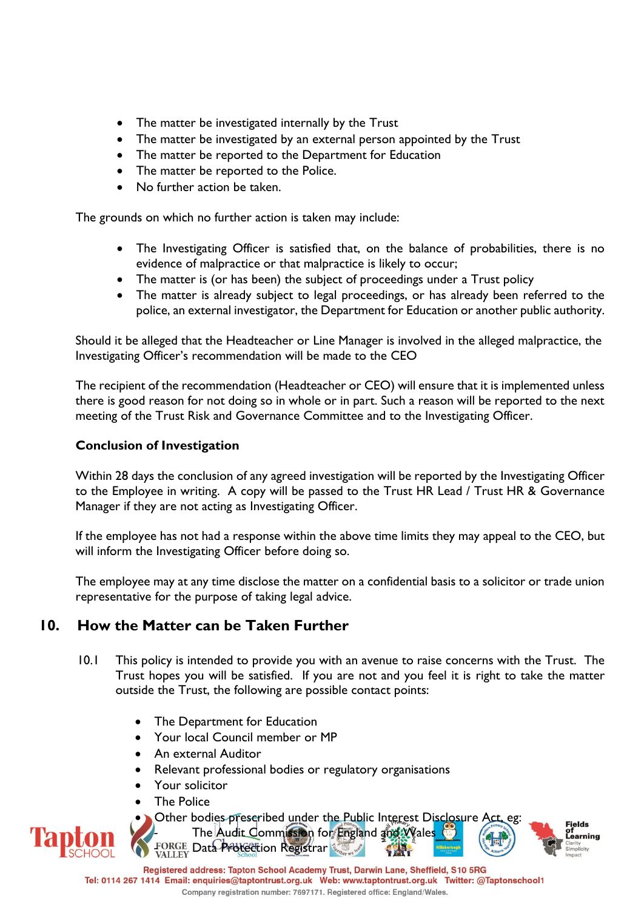- The matter be investigated internally by the Trust
- The matter be investigated by an external person appointed by the Trust
- The matter be reported to the Department for Education
- The matter be reported to the Police.
- No further action be taken.

The grounds on which no further action is taken may include:

- The Investigating Officer is satisfied that, on the balance of probabilities, there is no evidence of malpractice or that malpractice is likely to occur;
- The matter is (or has been) the subject of proceedings under a Trust policy
- The matter is already subject to legal proceedings, or has already been referred to the police, an external investigator, the Department for Education or another public authority.

Should it be alleged that the Headteacher or Line Manager is involved in the alleged malpractice, the Investigating Officer's recommendation will be made to the CEO

The recipient of the recommendation (Headteacher or CEO) will ensure that it is implemented unless there is good reason for not doing so in whole or in part. Such a reason will be reported to the next meeting of the Trust Risk and Governance Committee and to the Investigating Officer.

**Conclusion of Investigation**

Within 28 days the conclusion of any agreed investigation will be reported by the Investigating Officer to the Employee in writing. A copy will be passed to the Trust HR Lead / Trust HR & Governance Manager if they are not acting as Investigating Officer.

If the employee has not had a response within the above time limits they may appeal to the CEO, but will inform the Investigating Officer before doing so.

The employee may at any time disclose the matter on a confidential basis to a solicitor or trade union representative for the purpose of taking legal advice.

## 10. How the Matter can be Taken Further

10.1 This policy is intended to provide you with an avenue to raise concerns with the Trust. The Trust hopes you will be satisfied. If you are not and you feel it is right to take the matter outside the Trust, the following are possible contact points:

- The Department for Education
- Your local Council member or MP
- An external Auditor
- Relevant professional bodies or regulatory organisations
- Your solicitor
- The Police
- Other bodies prescribed under the Public Interest Disclosure Act, eg:
  - The Audit Commission for England and Wales
  - Data Protection Registrar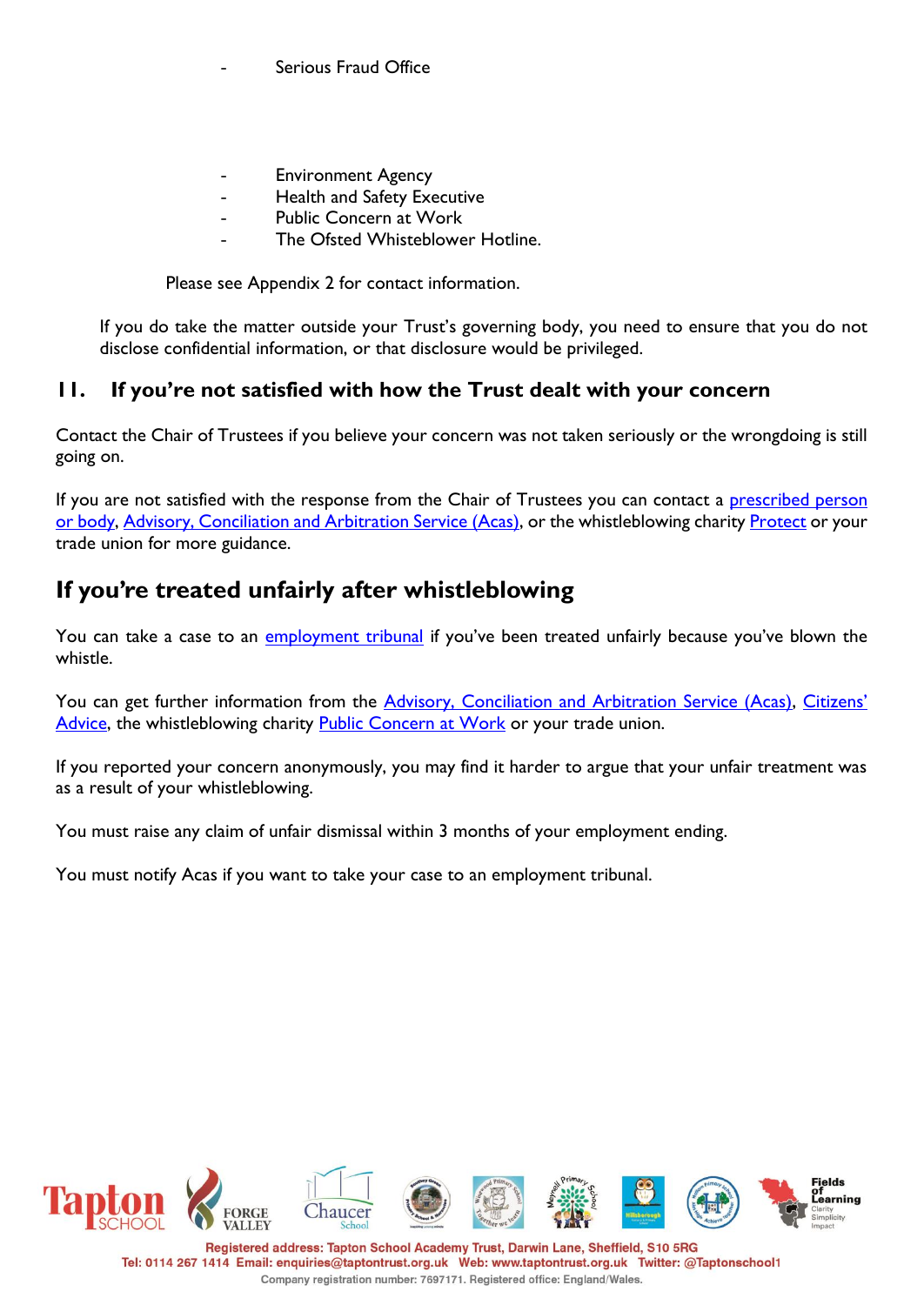- Serious Fraud Office

- Environment Agency
- Health and Safety Executive
- Public Concern at Work
- The Ofsted Whisteblower Hotline.

Please see Appendix 2 for contact information.

If you do take the matter outside your Trust's governing body, you need to ensure that you do not disclose confidential information, or that disclosure would be privileged.

## 11. If you're not satisfied with how the Trust dealt with your concern

Contact the Chair of Trustees if you believe your concern was not taken seriously or the wrongdoing is still going on.

If you are not satisfied with the response from the Chair of Trustees you can contact a prescribed person or body, Advisory, Conciliation and Arbitration Service (Acas), or the whistleblowing charity Protect or your trade union for more guidance.

## If you're treated unfairly after whistleblowing

You can take a case to an employment tribunal if you've been treated unfairly because you've blown the whistle.

You can get further information from the Advisory, Conciliation and Arbitration Service (Acas), Citizens' Advice, the whistleblowing charity Public Concern at Work or your trade union.

If you reported your concern anonymously, you may find it harder to argue that your unfair treatment was as a result of your whistleblowing.

You must raise any claim of unfair dismissal within 3 months of your employment ending.

You must notify Acas if you want to take your case to an employment tribunal.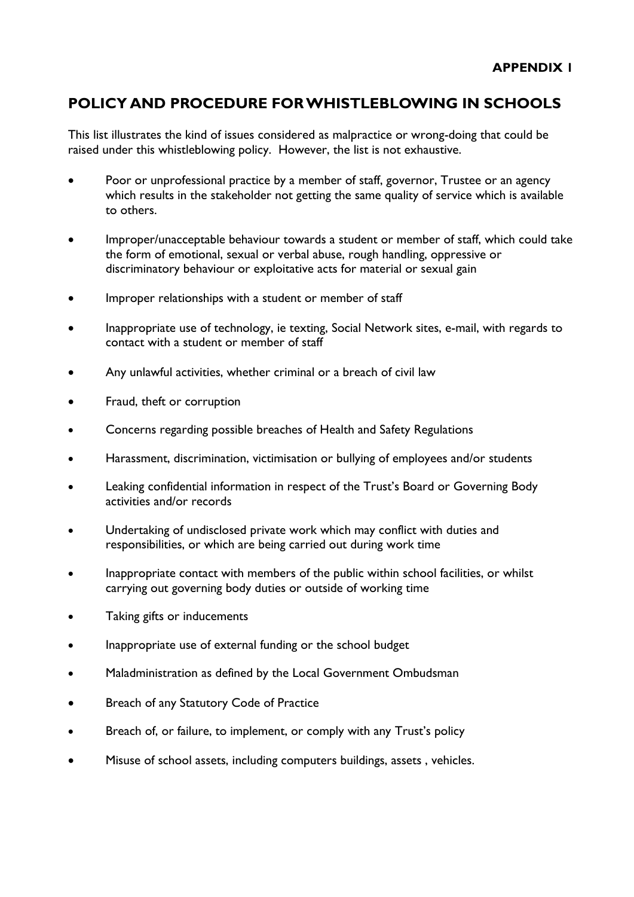**APPENDIX 1**

## POLICY AND PROCEDURE FOR WHISTLEBLOWING IN SCHOOLS

This list illustrates the kind of issues considered as malpractice or wrong-doing that could be raised under this whistleblowing policy. However, the list is not exhaustive.

- Poor or unprofessional practice by a member of staff, governor, Trustee or an agency which results in the stakeholder not getting the same quality of service which is available to others.
- Improper/unacceptable behaviour towards a student or member of staff, which could take the form of emotional, sexual or verbal abuse, rough handling, oppressive or discriminatory behaviour or exploitative acts for material or sexual gain
- Improper relationships with a student or member of staff
- Inappropriate use of technology, ie texting, Social Network sites, e-mail, with regards to contact with a student or member of staff
- Any unlawful activities, whether criminal or a breach of civil law
- Fraud, theft or corruption
- Concerns regarding possible breaches of Health and Safety Regulations
- Harassment, discrimination, victimisation or bullying of employees and/or students
- Leaking confidential information in respect of the Trust's Board or Governing Body activities and/or records
- Undertaking of undisclosed private work which may conflict with duties and responsibilities, or which are being carried out during work time
- Inappropriate contact with members of the public within school facilities, or whilst carrying out governing body duties or outside of working time
- Taking gifts or inducements
- Inappropriate use of external funding or the school budget
- Maladministration as defined by the Local Government Ombudsman
- Breach of any Statutory Code of Practice
- Breach of, or failure, to implement, or comply with any Trust's policy
- Misuse of school assets, including computers buildings, assets , vehicles.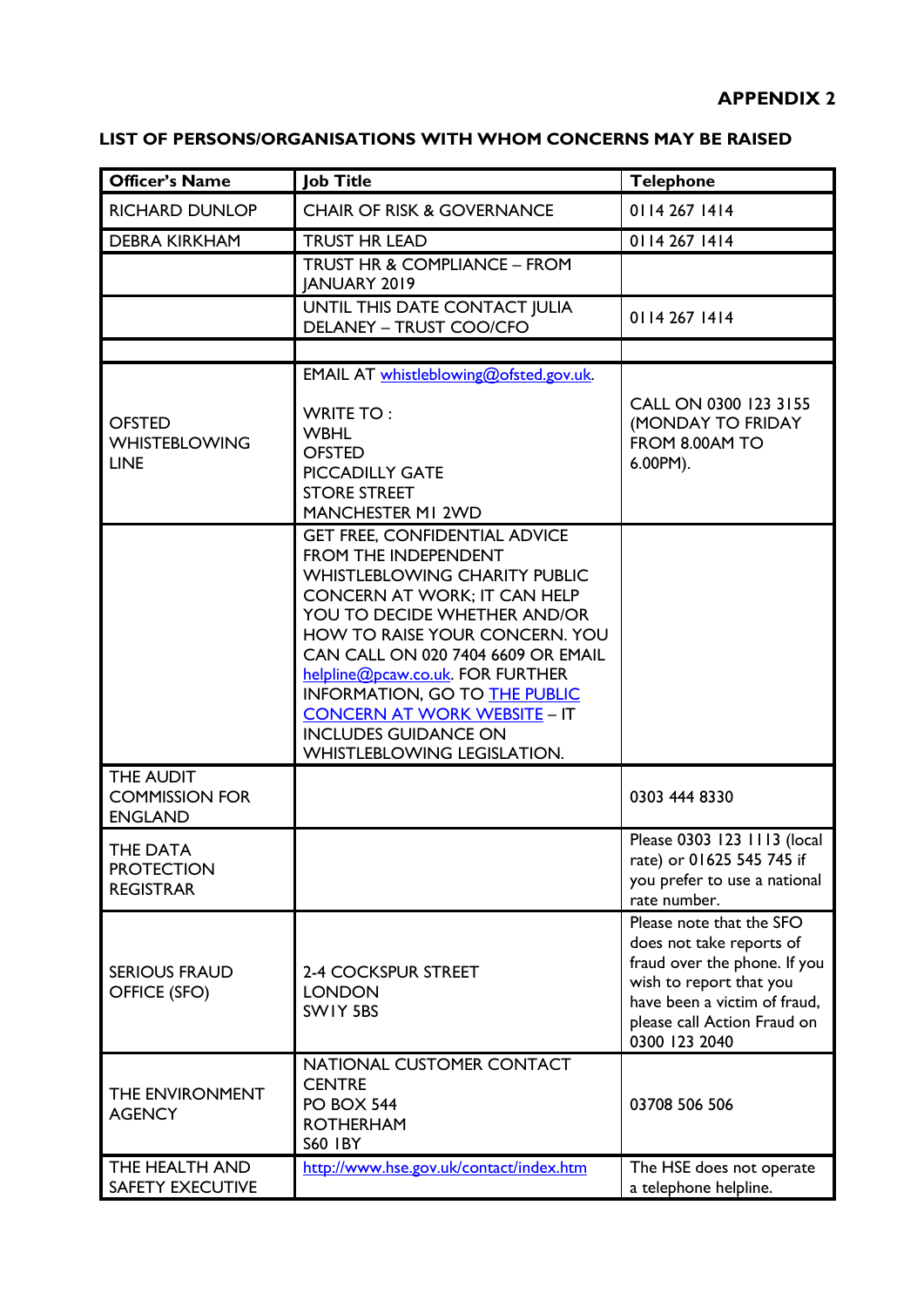**APPENDIX 2**

**LIST OF PERSONS/ORGANISATIONS WITH WHOM CONCERNS MAY BE RAISED**

| Officer's Name | Job Title | Telephone |
|---|---|---|
| RICHARD DUNLOP | CHAIR OF RISK & GOVERNANCE | 0114 267 1414 |
| DEBRA KIRKHAM | TRUST HR LEAD | 0114 267 1414 |
| | TRUST HR & COMPLIANCE – FROM JANUARY 2019 | |
| | UNTIL THIS DATE CONTACT JULIA DELANEY – TRUST COO/CFO | 0114 267 1414 |
| | | |
| OFSTED WHISTEBLOWING LINE | EMAIL AT whistleblowing@ofsted.gov.uk. WRITE TO : WBHL OFSTED PICCADILLY GATE STORE STREET MANCHESTER M1 2WD | CALL ON 0300 123 3155 (MONDAY TO FRIDAY FROM 8.00AM TO 6.00PM). |
| | GET FREE, CONFIDENTIAL ADVICE FROM THE INDEPENDENT WHISTLEBLOWING CHARITY PUBLIC CONCERN AT WORK; IT CAN HELP YOU TO DECIDE WHETHER AND/OR HOW TO RAISE YOUR CONCERN. YOU CAN CALL ON 020 7404 6609 OR EMAIL helpline@pcaw.co.uk. FOR FURTHER INFORMATION, GO TO THE PUBLIC CONCERN AT WORK WEBSITE – IT INCLUDES GUIDANCE ON WHISTLEBLOWING LEGISLATION. | |
| THE AUDIT COMMISSION FOR ENGLAND | | 0303 444 8330 |
| THE DATA PROTECTION REGISTRAR | | Please 0303 123 1113 (local rate) or 01625 545 745 if you prefer to use a national rate number. |
| SERIOUS FRAUD OFFICE (SFO) | 2-4 COCKSPUR STREET LONDON SW1Y 5BS | Please note that the SFO does not take reports of fraud over the phone. If you wish to report that you have been a victim of fraud, please call Action Fraud on 0300 123 2040 |
| THE ENVIRONMENT AGENCY | NATIONAL CUSTOMER CONTACT CENTRE PO BOX 544 ROTHERHAM S60 1BY | 03708 506 506 |
| THE HEALTH AND SAFETY EXECUTIVE | http://www.hse.gov.uk/contact/index.htm | The HSE does not operate a telephone helpline. |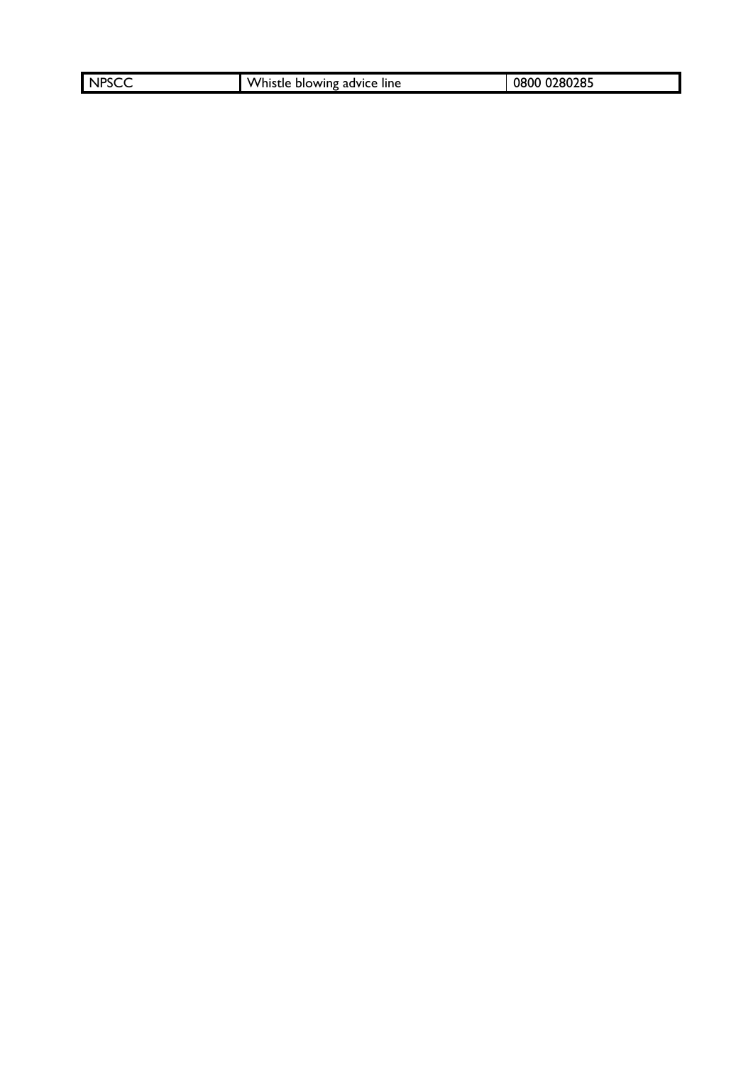| | | |
|---|---|---|
| NPSCC | Whistle blowing advice line | 0800 0280285 |